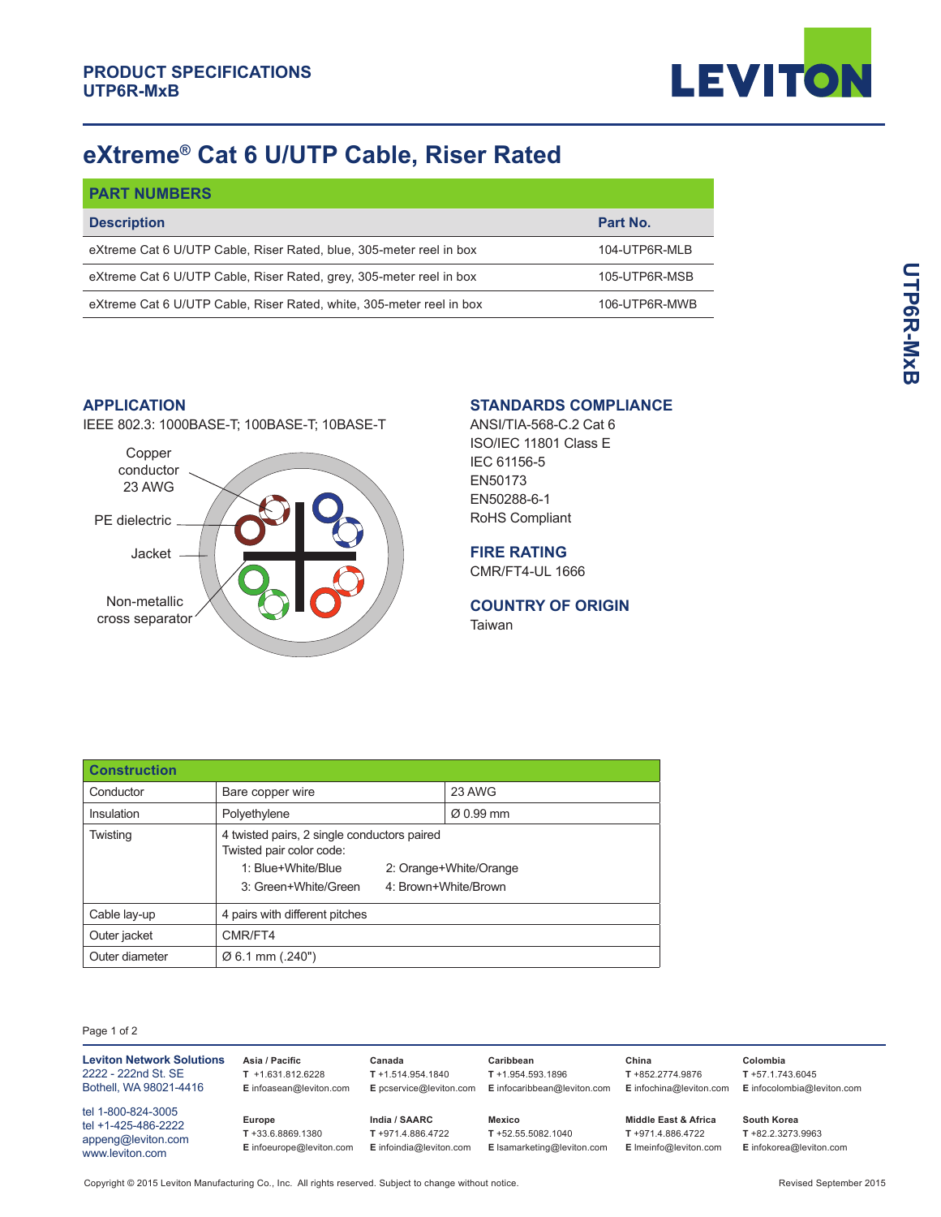## PRODUCT SPECIFICATIONS
## UTP6R-MxB

# eXtreme® Cat 6 U/UTP Cable, Riser Rated

| PART NUMBERS | |
|---|---|
| **Description** | **Part No.** |
| eXtreme Cat 6 U/UTP Cable, Riser Rated, blue, 305-meter reel in box | 104-UTP6R-MLB |
| eXtreme Cat 6 U/UTP Cable, Riser Rated, grey, 305-meter reel in box | 105-UTP6R-MSB |
| eXtreme Cat 6 U/UTP Cable, Riser Rated, white, 305-meter reel in box | 106-UTP6R-MWB |

### APPLICATION

IEEE 802.3: 1000BASE-T; 100BASE-T; 10BASE-T

Copper conductor 23 AWG

PE dielectric

Jacket

Non-metallic cross separator

### STANDARDS COMPLIANCE

ANSI/TIA-568-C.2 Cat 6
ISO/IEC 11801 Class E
IEC 61156-5
EN50173
EN50288-6-1
RoHS Compliant

### FIRE RATING

CMR/FT4-UL 1666

### COUNTRY OF ORIGIN

Taiwan

| Construction | | |
|---|---|---|
| Conductor | Bare copper wire | 23 AWG |
| Insulation | Polyethylene | Ø 0.99 mm |
| Twisting | 4 twisted pairs, 2 single conductors paired<br>Twisted pair color code:<br>1: Blue+White/Blue   2: Orange+White/Orange<br>3: Green+White/Green   4: Brown+White/Brown | |
| Cable lay-up | 4 pairs with different pitches | |
| Outer jacket | CMR/FT4 | |
| Outer diameter | Ø 6.1 mm (.240") | |

**Leviton Network Solutions**
2222 - 222nd St. SE
Bothell, WA 98021-4416

tel 1-800-824-3005
tel +1-425-486-2222
appeng@leviton.com
www.leviton.com

**Asia / Pacific**
T +1.631.812.6228
E infoasean@leviton.com

**Canada**
T +1.514.954.1840
E pcservice@leviton.com

**Caribbean**
T +1.954.593.1896
E infocaribbean@leviton.com

**China**
T +852.2774.9876
E infochina@leviton.com

**Colombia**
T +57.1.743.6045
E infocolombia@leviton.com

**Europe**
T +33.6.8869.1380
E infoeurope@leviton.com

**India / SAARC**
T +971.4.886.4722
E infoindia@leviton.com

**Mexico**
T +52.55.5082.1040
E lsamarketing@leviton.com

**Middle East & Africa**
T +971.4.886.4722
E lmeinfo@leviton.com

**South Korea**
T +82.2.3273.9963
E infokorea@leviton.com

Copyright © 2015 Leviton Manufacturing Co., Inc. All rights reserved. Subject to change without notice.

Revised September 2015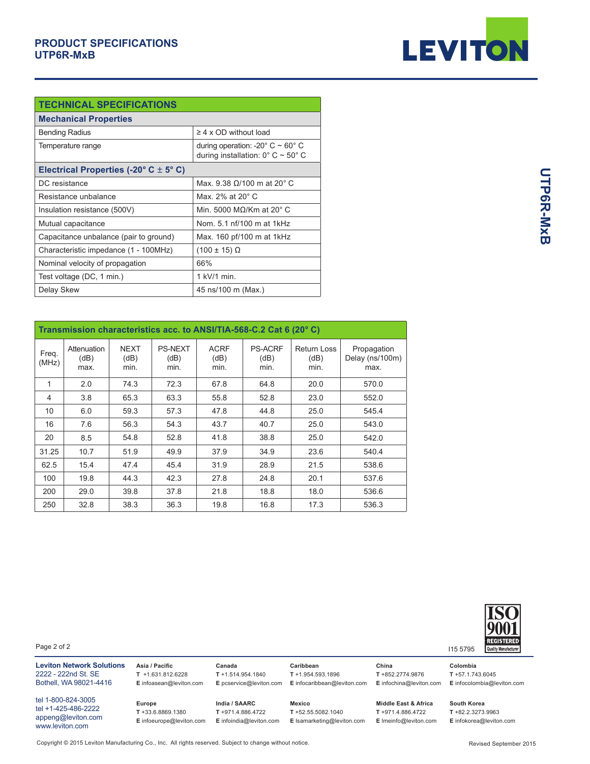# PRODUCT SPECIFICATIONS
## UTP6R-MxB

| TECHNICAL SPECIFICATIONS | |
|---|---|
| **Mechanical Properties** | |
| Bending Radius | ≥ 4 x OD without load |
| Temperature range | during operation: -20° C ~ 60° C<br>during installation: 0° C ~ 50° C |
| **Electrical Properties (-20° C ± 5° C)** | |
| DC resistance | Max. 9.38 Ω/100 m at 20° C |
| Resistance unbalance | Max. 2% at 20° C |
| Insulation resistance (500V) | Min. 5000 MΩ/Km at 20° C |
| Mutual capacitance | Nom. 5.1 nf/100 m at 1kHz |
| Capacitance unbalance (pair to ground) | Max. 160 pf/100 m at 1kHz |
| Characteristic impedance (1 - 100MHz) | (100 ± 15) Ω |
| Nominal velocity of propagation | 66% |
| Test voltage (DC, 1 min.) | 1 kV/1 min. |
| Delay Skew | 45 ns/100 m (Max.) |

**Transmission characteristics acc. to ANSI/TIA-568-C.2 Cat 6 (20° C)**

| Freq. (MHz) | Attenuation (dB) max. | NEXT (dB) min. | PS-NEXT (dB) min. | ACRF (dB) min. | PS-ACRF (dB) min. | Return Loss (dB) min. | Propagation Delay (ns/100m) max. |
|---|---|---|---|---|---|---|---|
| 1 | 2.0 | 74.3 | 72.3 | 67.8 | 64.8 | 20.0 | 570.0 |
| 4 | 3.8 | 65.3 | 63.3 | 55.8 | 52.8 | 23.0 | 552.0 |
| 10 | 6.0 | 59.3 | 57.3 | 47.8 | 44.8 | 25.0 | 545.4 |
| 16 | 7.6 | 56.3 | 54.3 | 43.7 | 40.7 | 25.0 | 543.0 |
| 20 | 8.5 | 54.8 | 52.8 | 41.8 | 38.8 | 25.0 | 542.0 |
| 31.25 | 10.7 | 51.9 | 49.9 | 37.9 | 34.9 | 23.6 | 540.4 |
| 62.5 | 15.4 | 47.4 | 45.4 | 31.9 | 28.9 | 21.5 | 538.6 |
| 100 | 19.8 | 44.3 | 42.3 | 27.8 | 24.8 | 20.1 | 537.6 |
| 200 | 29.0 | 39.8 | 37.8 | 21.8 | 18.8 | 18.0 | 536.6 |
| 250 | 32.8 | 38.3 | 36.3 | 19.8 | 16.8 | 17.3 | 536.3 |

ISO 9001 REGISTERED Quality Manufacturer
I15 5795

**Leviton Network Solutions**
2222 - 222nd St. SE
Bothell, WA 98021-4416

tel 1-800-824-3005
tel +1-425-486-2222
appeng@leviton.com
www.leviton.com

**Asia / Pacific**
T +1.631.812.6228
E infoasean@leviton.com

**Canada**
T +1.514.954.1840
E pcservice@leviton.com

**Caribbean**
T +1.954.593.1896
E infocaribbean@leviton.com

**China**
T +852.2774.9876
E infochina@leviton.com

**Colombia**
T +57.1.743.6045
E infocolombia@leviton.com

**Europe**
T +33.6.8869.1380
E infoeurope@leviton.com

**India / SAARC**
T +971.4.886.4722
E infoindia@leviton.com

**Mexico**
T +52.55.5082.1040
E lsamarketing@leviton.com

**Middle East & Africa**
T +971.4.886.4722
E lmeinfo@leviton.com

**South Korea**
T +82.2.3273.9963
E infokorea@leviton.com

Copyright © 2015 Leviton Manufacturing Co., Inc. All rights reserved. Subject to change without notice.

Revised September 2015